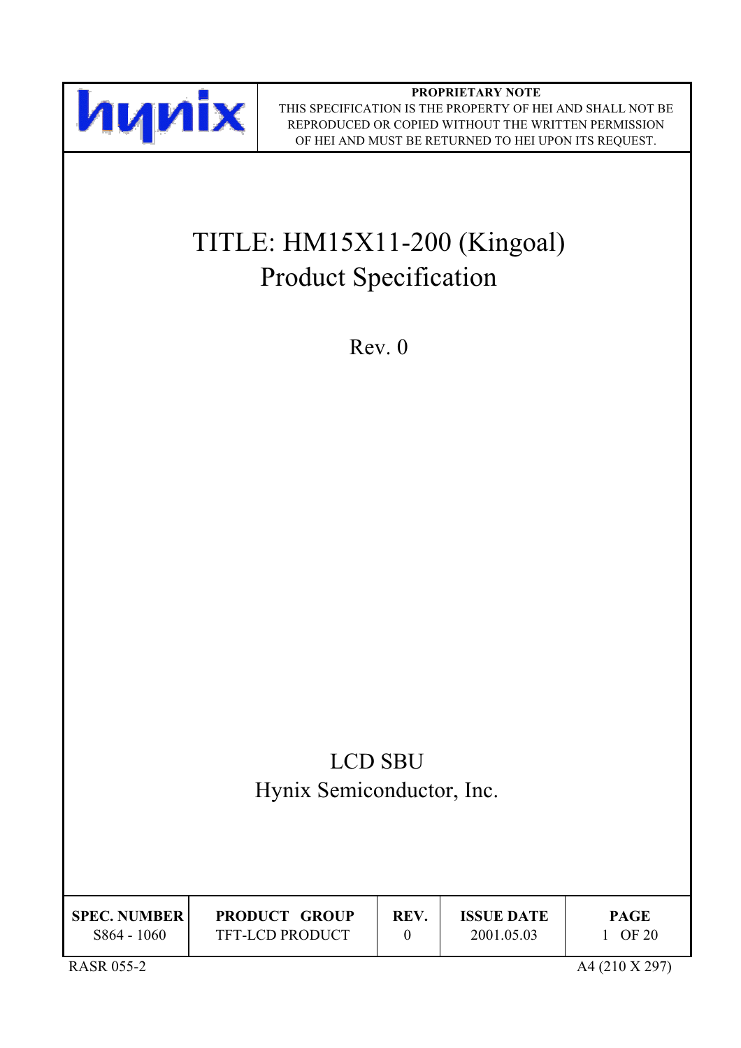hynix

**PROPRIETARY NOTE**
THIS SPECIFICATION IS THE PROPERTY OF HEI AND SHALL NOT BE REPRODUCED OR COPIED WITHOUT THE WRITTEN PERMISSION OF HEI AND MUST BE RETURNED TO HEI UPON ITS REQUEST.

# TITLE: HM15X11-200 (Kingoal) Product Specification

Rev. 0

LCD SBU
Hynix Semiconductor, Inc.

| SPEC. NUMBER | PRODUCT GROUP | REV. | ISSUE DATE | PAGE |
|---|---|---|---|---|
| S864 - 1060 | TFT-LCD PRODUCT | 0 | 2001.05.03 | 1 OF 20 |

RASR 055-2

A4 (210 X 297)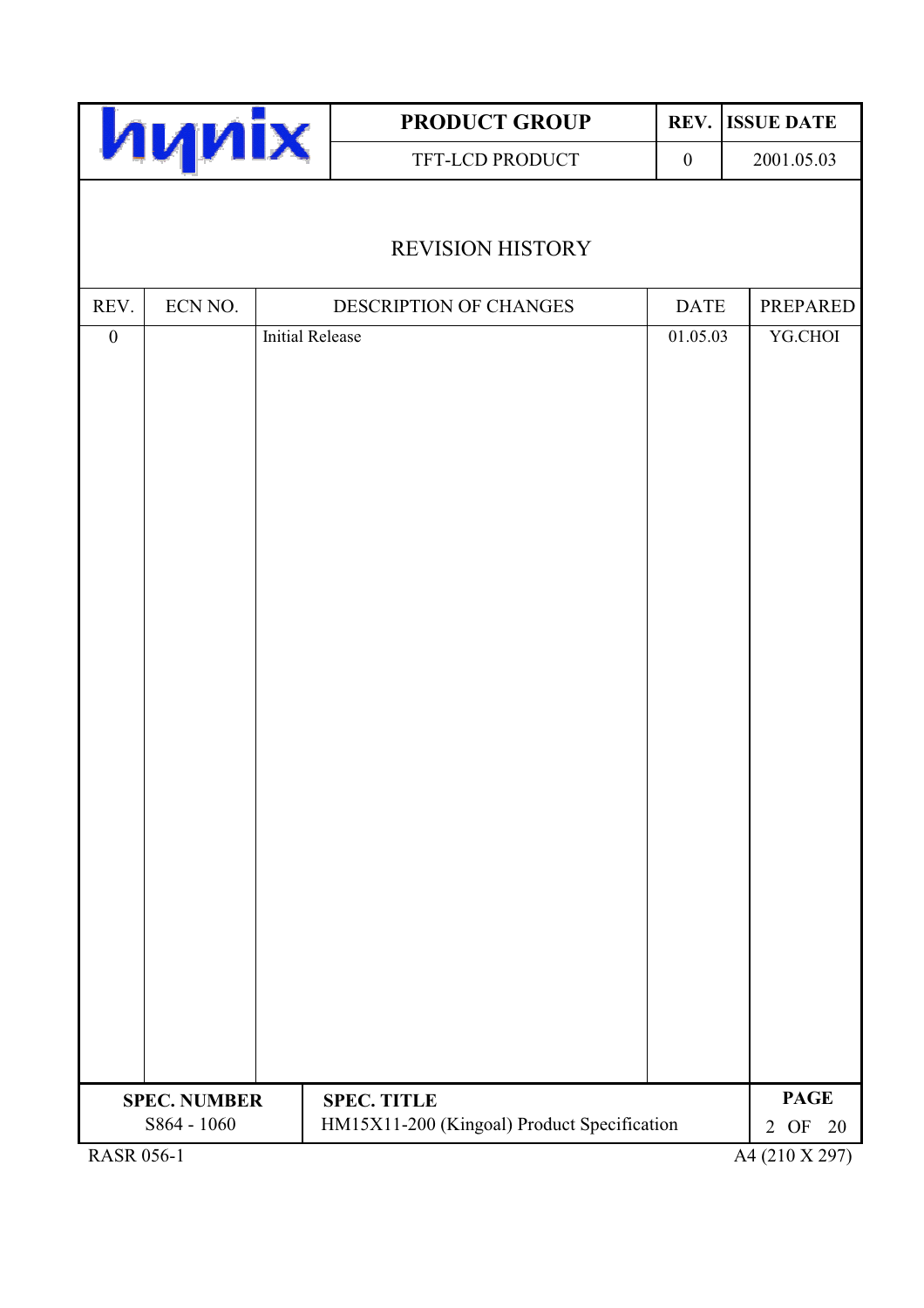# REVISION HISTORY

| REV. | ECN NO. | DESCRIPTION OF CHANGES | DATE | PREPARED |
|---|---|---|---|---|
| 0 | | Initial Release | 01.05.03 | YG.CHOI |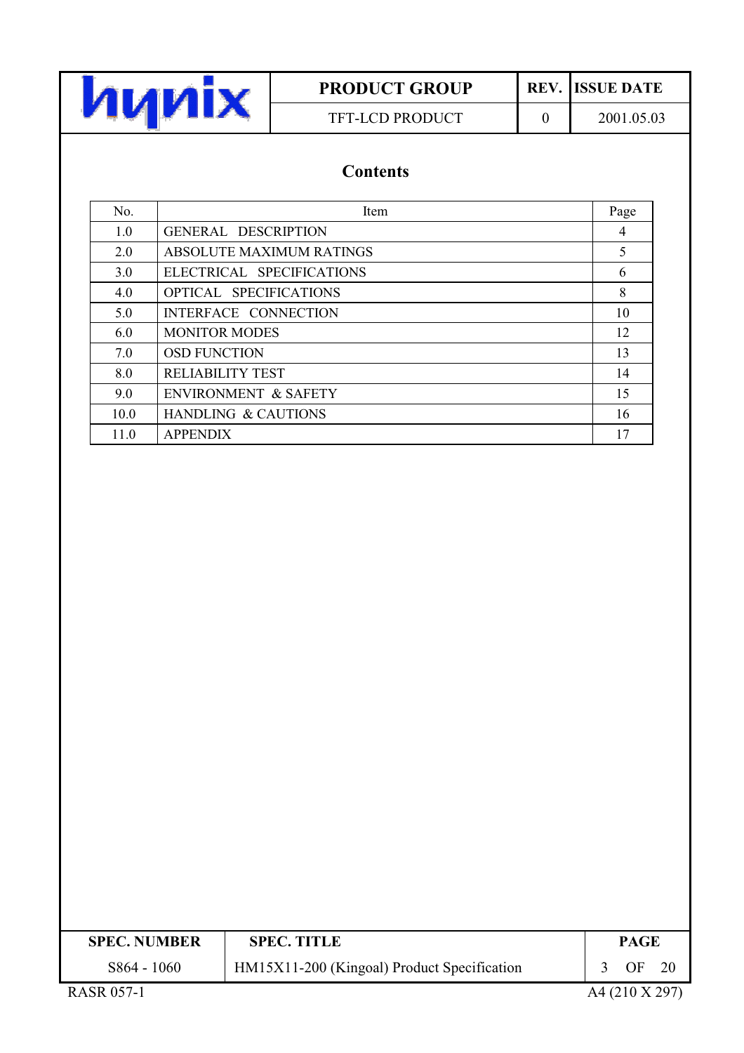## Contents

| No. | Item | Page |
|---|---|---|
| 1.0 | GENERAL DESCRIPTION | 4 |
| 2.0 | ABSOLUTE MAXIMUM RATINGS | 5 |
| 3.0 | ELECTRICAL SPECIFICATIONS | 6 |
| 4.0 | OPTICAL SPECIFICATIONS | 8 |
| 5.0 | INTERFACE CONNECTION | 10 |
| 6.0 | MONITOR MODES | 12 |
| 7.0 | OSD FUNCTION | 13 |
| 8.0 | RELIABILITY TEST | 14 |
| 9.0 | ENVIRONMENT & SAFETY | 15 |
| 10.0 | HANDLING & CAUTIONS | 16 |
| 11.0 | APPENDIX | 17 |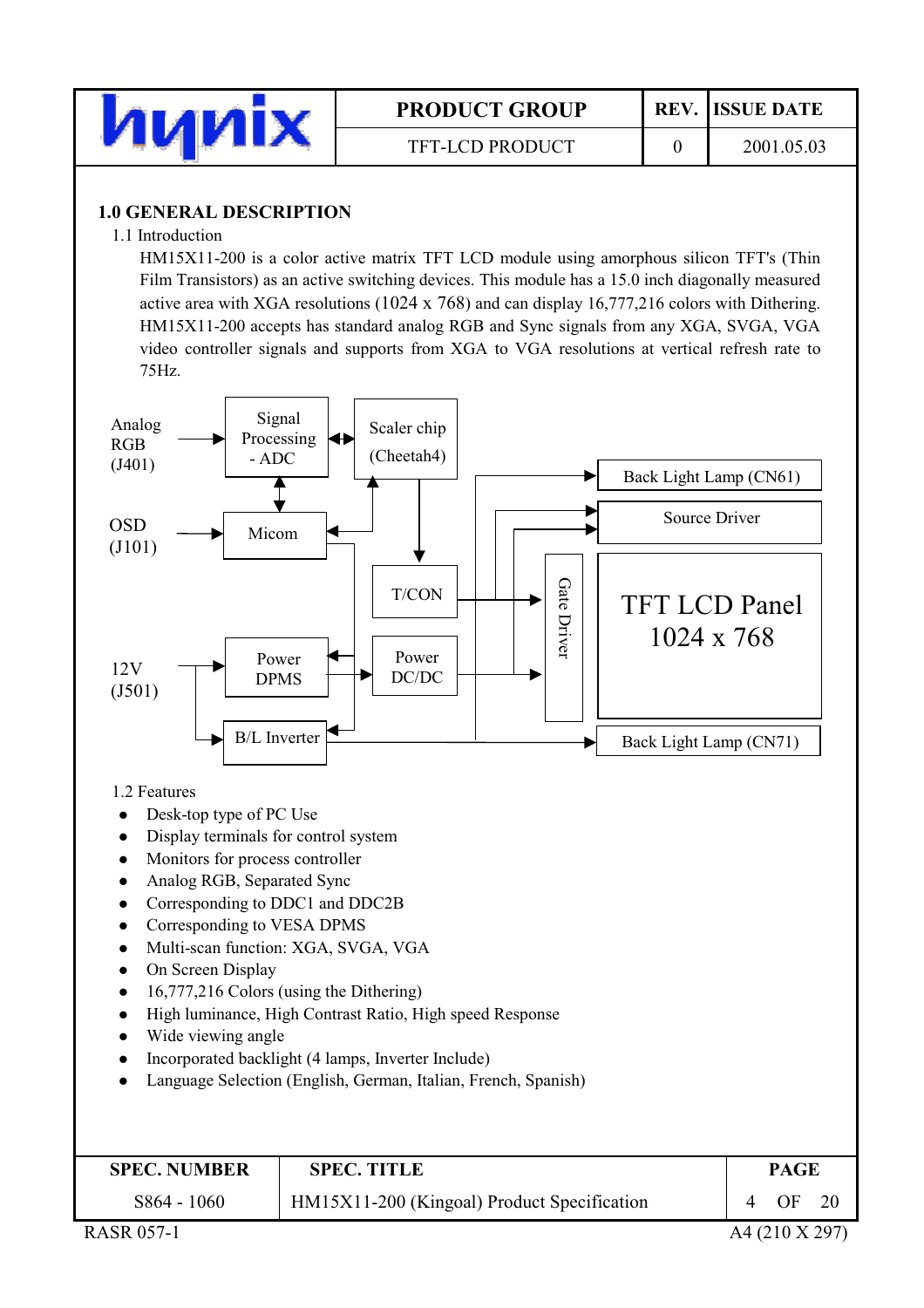## 1.0 GENERAL DESCRIPTION

1.1 Introduction

HM15X11-200 is a color active matrix TFT LCD module using amorphous silicon TFT's (Thin Film Transistors) as an active switching devices. This module has a 15.0 inch diagonally measured active area with XGA resolutions (1024 x 768) and can display 16,777,216 colors with Dithering. HM15X11-200 accepts has standard analog RGB and Sync signals from any XGA, SVGA, VGA video controller signals and supports from XGA to VGA resolutions at vertical refresh rate to 75Hz.

Analog RGB (J401) → Signal Processing - ADC ↔ Scaler chip (Cheetah4)

OSD (J101) → Micom

12V (J501) → Power DPMS, B/L Inverter

T/CON, Power DC/DC, Gate Driver, Source Driver, Back Light Lamp (CN61), Back Light Lamp (CN71)

TFT LCD Panel 1024 x 768

1.2 Features

- Desk-top type of PC Use
- Display terminals for control system
- Monitors for process controller
- Analog RGB, Separated Sync
- Corresponding to DDC1 and DDC2B
- Corresponding to VESA DPMS
- Multi-scan function: XGA, SVGA, VGA
- On Screen Display
- 16,777,216 Colors (using the Dithering)
- High luminance, High Contrast Ratio, High speed Response
- Wide viewing angle
- Incorporated backlight (4 lamps, Inverter Include)
- Language Selection (English, German, Italian, French, Spanish)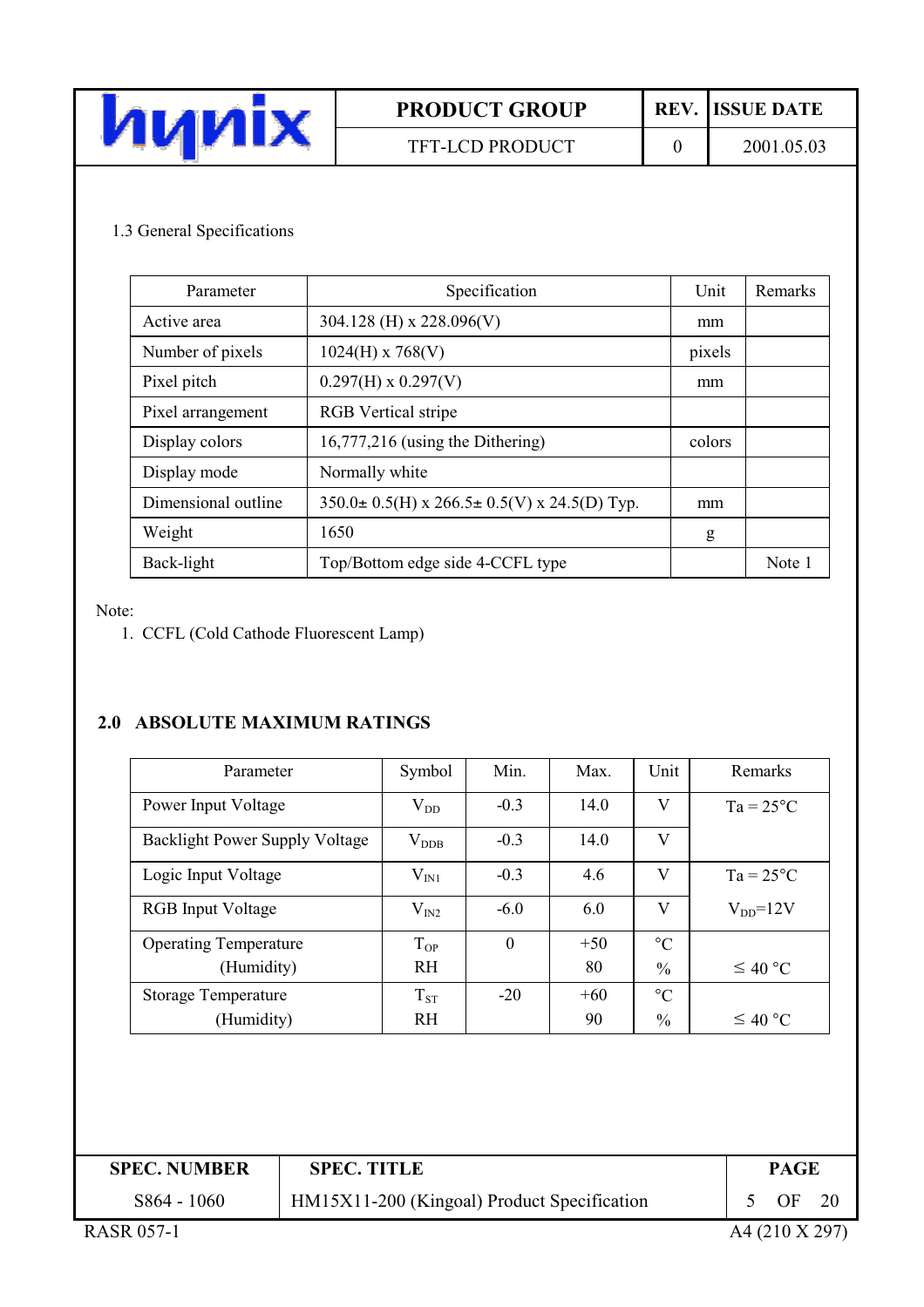### 1.3 General Specifications

| Parameter | Specification | Unit | Remarks |
|---|---|---|---|
| Active area | 304.128 (H) x 228.096(V) | mm | |
| Number of pixels | 1024(H) x 768(V) | pixels | |
| Pixel pitch | 0.297(H) x 0.297(V) | mm | |
| Pixel arrangement | RGB Vertical stripe | | |
| Display colors | 16,777,216 (using the Dithering) | colors | |
| Display mode | Normally white | | |
| Dimensional outline | 350.0± 0.5(H) x 266.5± 0.5(V) x 24.5(D) Typ. | mm | |
| Weight | 1650 | g | |
| Back-light | Top/Bottom edge side 4-CCFL type | | Note 1 |

Note:

1. CCFL (Cold Cathode Fluorescent Lamp)

## 2.0 ABSOLUTE MAXIMUM RATINGS

| Parameter | Symbol | Min. | Max. | Unit | Remarks |
|---|---|---|---|---|---|
| Power Input Voltage | $V_{DD}$ | -0.3 | 14.0 | V | Ta = 25°C |
| Backlight Power Supply Voltage | $V_{DDB}$ | -0.3 | 14.0 | V | |
| Logic Input Voltage | $V_{IN1}$ | -0.3 | 4.6 | V | Ta = 25°C |
| RGB Input Voltage | $V_{IN2}$ | -6.0 | 6.0 | V | $V_{DD}$=12V |
| Operating Temperature (Humidity) | $T_{OP}$ RH | 0 | +50 80 | °C % | ≤ 40 °C |
| Storage Temperature (Humidity) | $T_{ST}$ RH | -20 | +60 90 | °C % | ≤ 40 °C |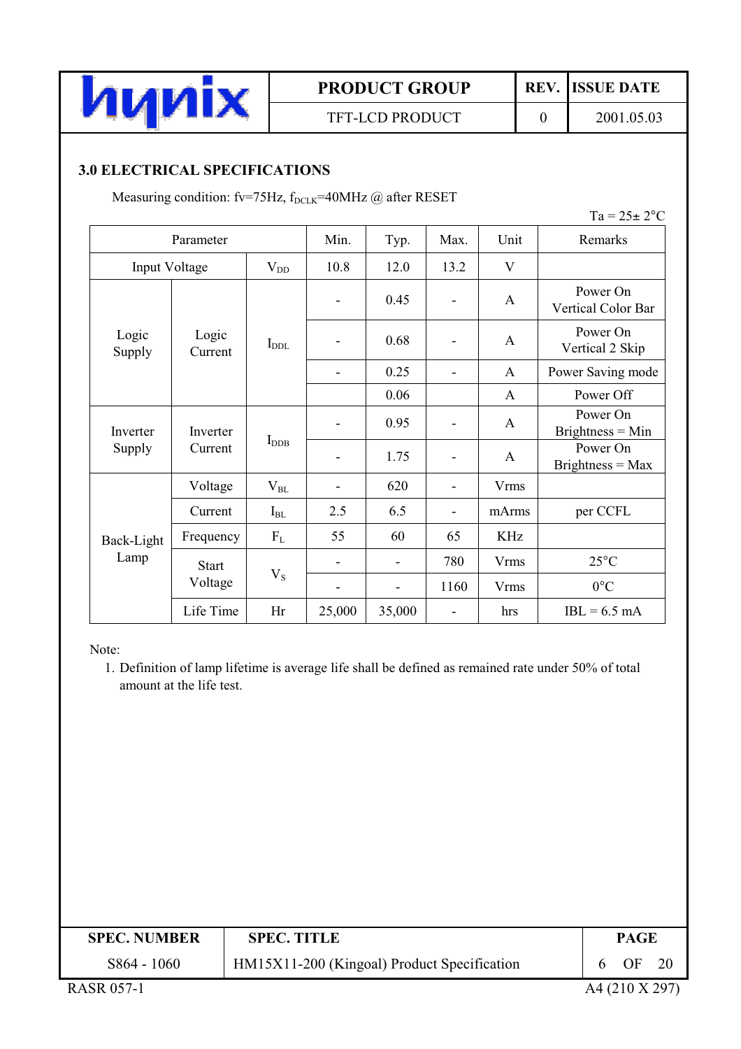## 3.0 ELECTRICAL SPECIFICATIONS

Measuring condition: fv=75Hz, $f_{DCLK}$=40MHz @ after RESET

Ta = 25± 2°C

| Parameter | | | Min. | Typ. | Max. | Unit | Remarks |
|---|---|---|---|---|---|---|---|
| Input Voltage | | $V_{DD}$ | 10.8 | 12.0 | 13.2 | V | |
| Logic Supply | Logic Current | $I_{DDL}$ | - | 0.45 | - | A | Power On Vertical Color Bar |
| | | | - | 0.68 | - | A | Power On Vertical 2 Skip |
| | | | - | 0.25 | - | A | Power Saving mode |
| | | | | 0.06 | | A | Power Off |
| Inverter Supply | Inverter Current | $I_{DDB}$ | - | 0.95 | - | A | Power On Brightness = Min |
| | | | - | 1.75 | - | A | Power On Brightness = Max |
| Back-Light Lamp | Voltage | $V_{BL}$ | - | 620 | - | Vrms | |
| | Current | $I_{BL}$ | 2.5 | 6.5 | - | mArms | per CCFL |
| | Frequency | $F_L$ | 55 | 60 | 65 | KHz | |
| | Start Voltage | $V_S$ | - | - | 780 | Vrms | 25°C |
| | | | - | - | 1160 | Vrms | 0°C |
| | Life Time | Hr | 25,000 | 35,000 | - | hrs | IBL = 6.5 mA |

Note:

1. Definition of lamp lifetime is average life shall be defined as remained rate under 50% of total amount at the life test.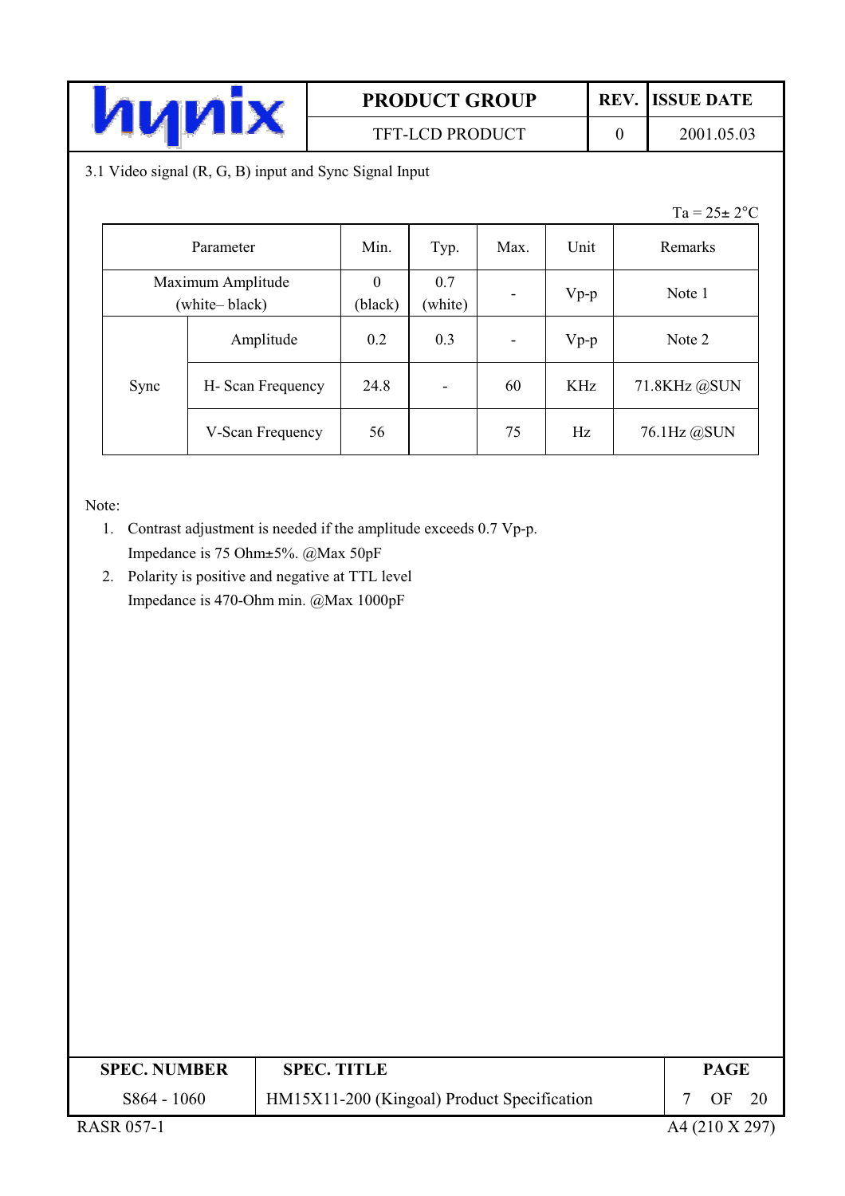3.1 Video signal (R, G, B) input and Sync Signal Input

Ta = 25± 2°C

| Parameter | | Min. | Typ. | Max. | Unit | Remarks |
|---|---|---|---|---|---|---|
| Maximum Amplitude (white– black) | | 0 (black) | 0.7 (white) | - | Vp-p | Note 1 |
| Sync | Amplitude | 0.2 | 0.3 | - | Vp-p | Note 2 |
| | H- Scan Frequency | 24.8 | - | 60 | KHz | 71.8KHz @SUN |
| | V-Scan Frequency | 56 | | 75 | Hz | 76.1Hz @SUN |

Note:

1. Contrast adjustment is needed if the amplitude exceeds 0.7 Vp-p.
   Impedance is 75 Ohm±5%. @Max 50pF
2. Polarity is positive and negative at TTL level
   Impedance is 470-Ohm min. @Max 1000pF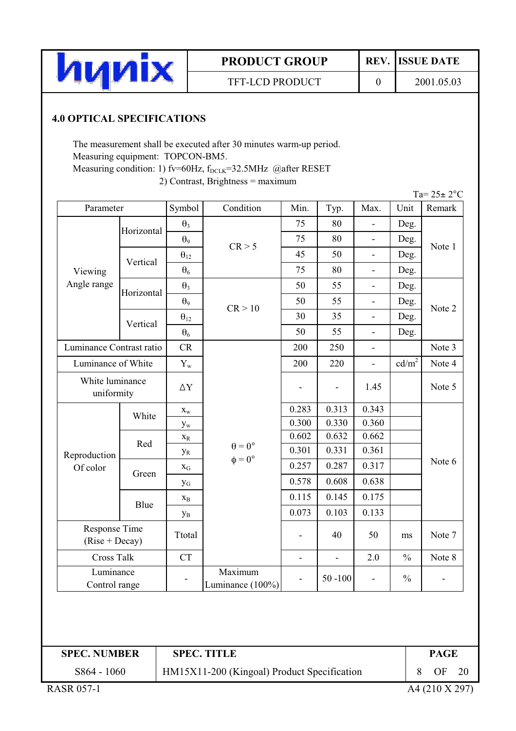## 4.0 OPTICAL SPECIFICATIONS

The measurement shall be executed after 30 minutes warm-up period.
Measuring equipment: TOPCON-BM5.
Measuring condition: 1) fv=60Hz, $f_{DCLK}$=32.5MHz @after RESET
2) Contrast, Brightness = maximum

Ta= 25± 2°C

| Parameter | | Symbol | Condition | Min. | Typ. | Max. | Unit | Remark |
|---|---|---|---|---|---|---|---|---|
| Viewing Angle range | Horizontal | $\theta_3$ | CR > 5 | 75 | 80 | - | Deg. | Note 1 |
| | | $\theta_9$ | | 75 | 80 | - | Deg. | |
| | Vertical | $\theta_{12}$ | | 45 | 50 | - | Deg. | |
| | | $\theta_6$ | | 75 | 80 | - | Deg. | |
| | Horizontal | $\theta_3$ | CR > 10 | 50 | 55 | - | Deg. | Note 2 |
| | | $\theta_9$ | | 50 | 55 | - | Deg. | |
| | Vertical | $\theta_{12}$ | | 30 | 35 | - | Deg. | |
| | | $\theta_6$ | | 50 | 55 | - | Deg. | |
| Luminance Contrast ratio | | CR | $\theta = 0°$ $\phi = 0°$ | 200 | 250 | - | | Note 3 |
| Luminance of White | | $Y_w$ | | 200 | 220 | - | cd/m$^2$ | Note 4 |
| White luminance uniformity | | ΔY | | - | - | 1.45 | | Note 5 |
| Reproduction Of color | White | $x_w$ | | 0.283 | 0.313 | 0.343 | | Note 6 |
| | | $y_w$ | | 0.300 | 0.330 | 0.360 | | |
| | Red | $x_R$ | | 0.602 | 0.632 | 0.662 | | |
| | | $y_R$ | | 0.301 | 0.331 | 0.361 | | |
| | Green | $x_G$ | | 0.257 | 0.287 | 0.317 | | |
| | | $y_G$ | | 0.578 | 0.608 | 0.638 | | |
| | Blue | $x_B$ | | 0.115 | 0.145 | 0.175 | | |
| | | $y_B$ | | 0.073 | 0.103 | 0.133 | | |
| Response Time (Rise + Decay) | | Ttotal | | - | 40 | 50 | ms | Note 7 |
| Cross Talk | | CT | | - | - | 2.0 | % | Note 8 |
| Luminance Control range | | - | Maximum Luminance (100%) | - | 50 -100 | - | % | - |

| SPEC. NUMBER | SPEC. TITLE |
|---|---|
| S864 - 1060 | HM15X11-200 (Kingoal) Product Specification |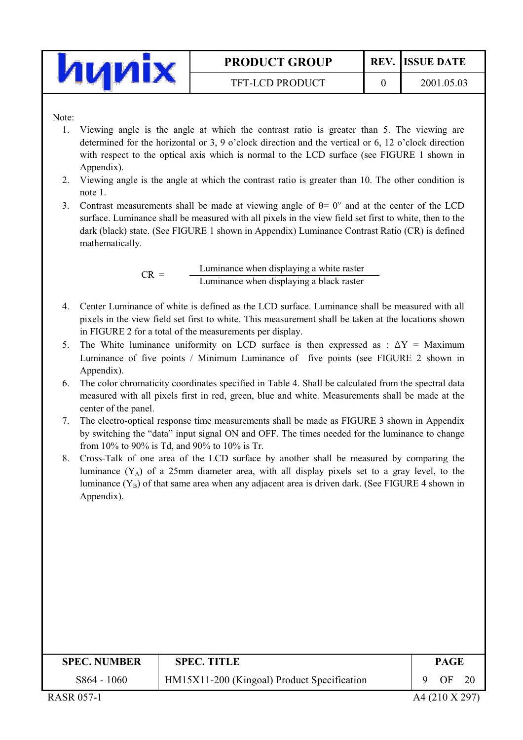Note:

1. Viewing angle is the angle at which the contrast ratio is greater than 5. The viewing are determined for the horizontal or 3, 9 o'clock direction and the vertical or 6, 12 o'clock direction with respect to the optical axis which is normal to the LCD surface (see FIGURE 1 shown in Appendix).
2. Viewing angle is the angle at which the contrast ratio is greater than 10. The other condition is note 1.
3. Contrast measurements shall be made at viewing angle of $\theta = 0°$ and at the center of the LCD surface. Luminance shall be measured with all pixels in the view field set first to white, then to the dark (black) state. (See FIGURE 1 shown in Appendix) Luminance Contrast Ratio (CR) is defined mathematically.

$$CR = \frac{\text{Luminance when displaying a white raster}}{\text{Luminance when displaying a black raster}}$$

4. Center Luminance of white is defined as the LCD surface. Luminance shall be measured with all pixels in the view field set first to white. This measurement shall be taken at the locations shown in FIGURE 2 for a total of the measurements per display.
5. The White luminance uniformity on LCD surface is then expressed as : $\Delta Y$ = Maximum Luminance of five points / Minimum Luminance of five points (see FIGURE 2 shown in Appendix).
6. The color chromaticity coordinates specified in Table 4. Shall be calculated from the spectral data measured with all pixels first in red, green, blue and white. Measurements shall be made at the center of the panel.
7. The electro-optical response time measurements shall be made as FIGURE 3 shown in Appendix by switching the "data" input signal ON and OFF. The times needed for the luminance to change from 10% to 90% is Td, and 90% to 10% is Tr.
8. Cross-Talk of one area of the LCD surface by another shall be measured by comparing the luminance ($Y_A$) of a 25mm diameter area, with all display pixels set to a gray level, to the luminance ($Y_B$) of that same area when any adjacent area is driven dark. (See FIGURE 4 shown in Appendix).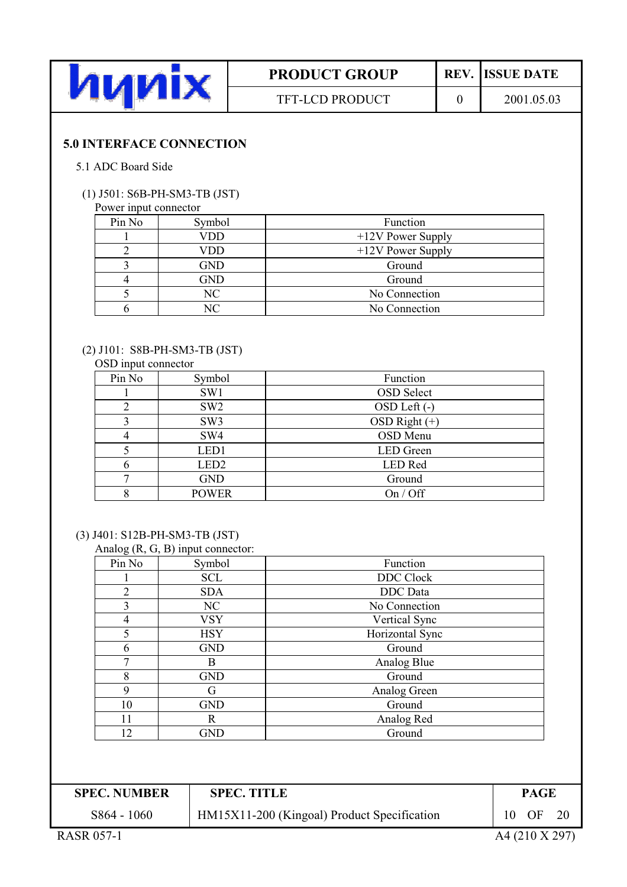## 5.0 INTERFACE CONNECTION

### 5.1 ADC Board Side

(1) J501: S6B-PH-SM3-TB (JST)

Power input connector

| Pin No | Symbol | Function |
|---|---|---|
| 1 | VDD | +12V Power Supply |
| 2 | VDD | +12V Power Supply |
| 3 | GND | Ground |
| 4 | GND | Ground |
| 5 | NC | No Connection |
| 6 | NC | No Connection |

(2) J101: S8B-PH-SM3-TB (JST)

OSD input connector

| Pin No | Symbol | Function |
|---|---|---|
| 1 | SW1 | OSD Select |
| 2 | SW2 | OSD Left (-) |
| 3 | SW3 | OSD Right (+) |
| 4 | SW4 | OSD Menu |
| 5 | LED1 | LED Green |
| 6 | LED2 | LED Red |
| 7 | GND | Ground |
| 8 | POWER | On / Off |

(3) J401: S12B-PH-SM3-TB (JST)

Analog (R, G, B) input connector:

| Pin No | Symbol | Function |
|---|---|---|
| 1 | SCL | DDC Clock |
| 2 | SDA | DDC Data |
| 3 | NC | No Connection |
| 4 | VSY | Vertical Sync |
| 5 | HSY | Horizontal Sync |
| 6 | GND | Ground |
| 7 | B | Analog Blue |
| 8 | GND | Ground |
| 9 | G | Analog Green |
| 10 | GND | Ground |
| 11 | R | Analog Red |
| 12 | GND | Ground |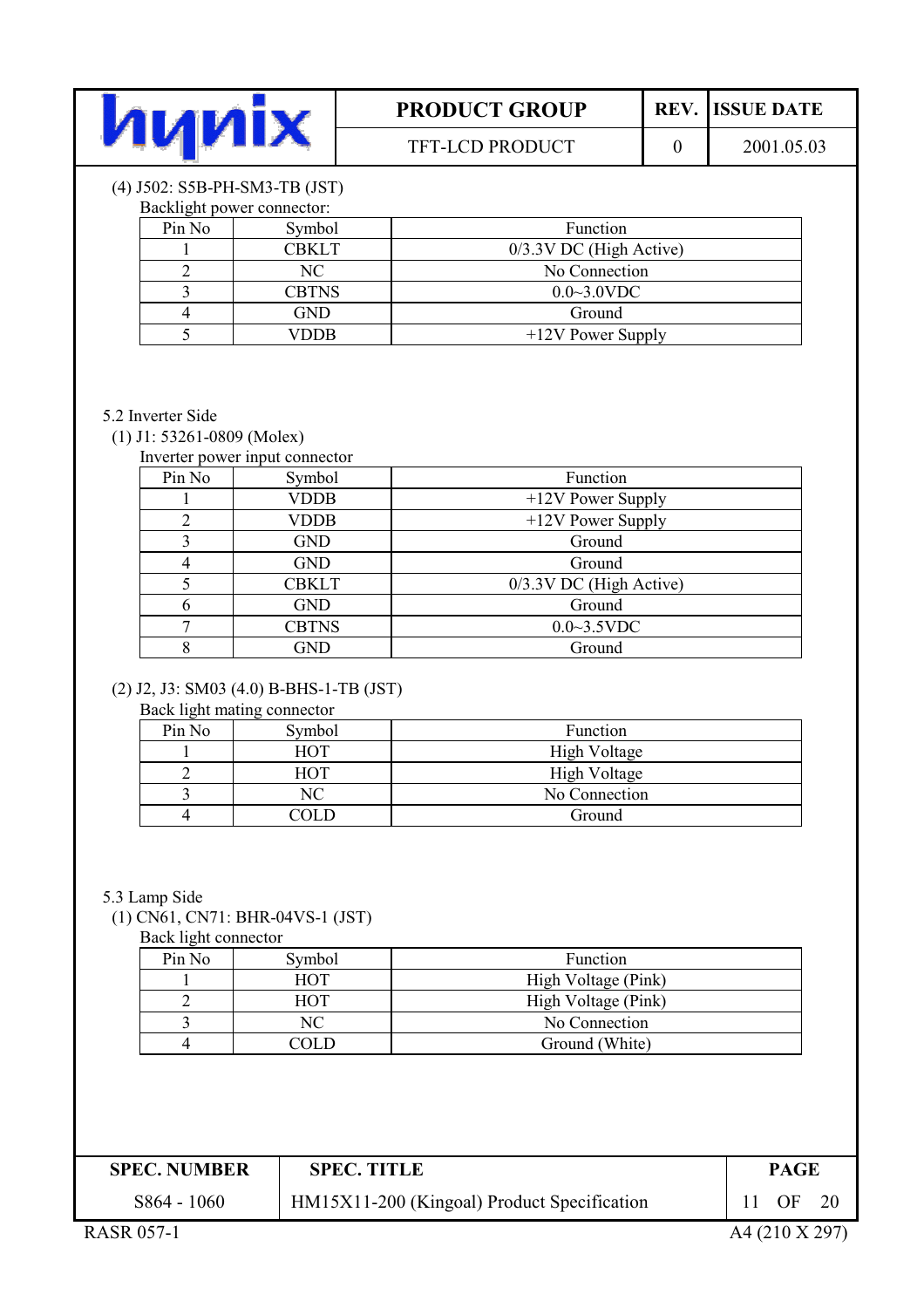(4) J502: S5B-PH-SM3-TB (JST)

Backlight power connector:

| Pin No | Symbol | Function |
|---|---|---|
| 1 | CBKLT | 0/3.3V DC (High Active) |
| 2 | NC | No Connection |
| 3 | CBTNS | 0.0~3.0VDC |
| 4 | GND | Ground |
| 5 | VDDB | +12V Power Supply |

5.2 Inverter Side

(1) J1: 53261-0809 (Molex)

Inverter power input connector

| Pin No | Symbol | Function |
|---|---|---|
| 1 | VDDB | +12V Power Supply |
| 2 | VDDB | +12V Power Supply |
| 3 | GND | Ground |
| 4 | GND | Ground |
| 5 | CBKLT | 0/3.3V DC (High Active) |
| 6 | GND | Ground |
| 7 | CBTNS | 0.0~3.5VDC |
| 8 | GND | Ground |

(2) J2, J3: SM03 (4.0) B-BHS-1-TB (JST)

Back light mating connector

| Pin No | Symbol | Function |
|---|---|---|
| 1 | HOT | High Voltage |
| 2 | HOT | High Voltage |
| 3 | NC | No Connection |
| 4 | COLD | Ground |

5.3 Lamp Side

(1) CN61, CN71: BHR-04VS-1 (JST)

Back light connector

| Pin No | Symbol | Function |
|---|---|---|
| 1 | HOT | High Voltage (Pink) |
| 2 | HOT | High Voltage (Pink) |
| 3 | NC | No Connection |
| 4 | COLD | Ground (White) |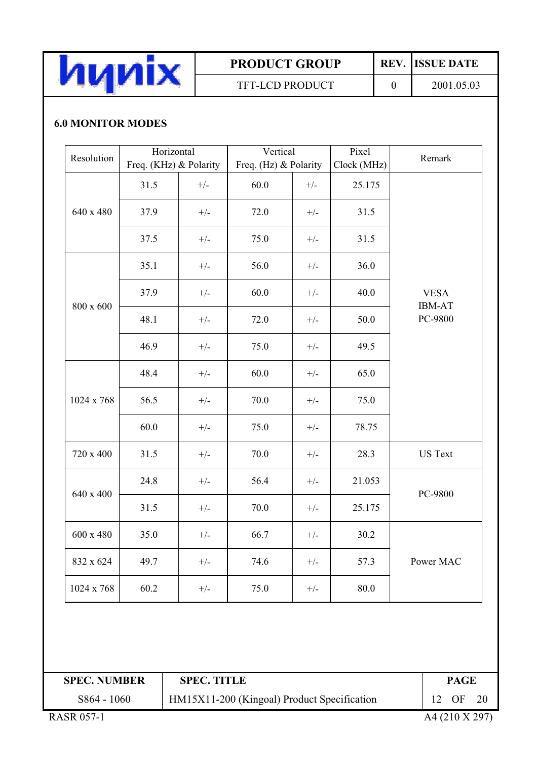## 6.0 MONITOR MODES

| Resolution | Horizontal Freq. (KHz) & Polarity | | Vertical Freq. (Hz) & Polarity | | Pixel Clock (MHz) | Remark |
|---|---|---|---|---|---|---|
| 640 x 480 | 31.5 | +/- | 60.0 | +/- | 25.175 | VESA IBM-AT PC-9800 |
| | 37.9 | +/- | 72.0 | +/- | 31.5 | |
| | 37.5 | +/- | 75.0 | +/- | 31.5 | |
| 800 x 600 | 35.1 | +/- | 56.0 | +/- | 36.0 | |
| | 37.9 | +/- | 60.0 | +/- | 40.0 | |
| | 48.1 | +/- | 72.0 | +/- | 50.0 | |
| | 46.9 | +/- | 75.0 | +/- | 49.5 | |
| 1024 x 768 | 48.4 | +/- | 60.0 | +/- | 65.0 | |
| | 56.5 | +/- | 70.0 | +/- | 75.0 | |
| | 60.0 | +/- | 75.0 | +/- | 78.75 | |
| 720 x 400 | 31.5 | +/- | 70.0 | +/- | 28.3 | US Text |
| 640 x 400 | 24.8 | +/- | 56.4 | +/- | 21.053 | PC-9800 |
| | 31.5 | +/- | 70.0 | +/- | 25.175 | |
| 600 x 480 | 35.0 | +/- | 66.7 | +/- | 30.2 | Power MAC |
| 832 x 624 | 49.7 | +/- | 74.6 | +/- | 57.3 | |
| 1024 x 768 | 60.2 | +/- | 75.0 | +/- | 80.0 | |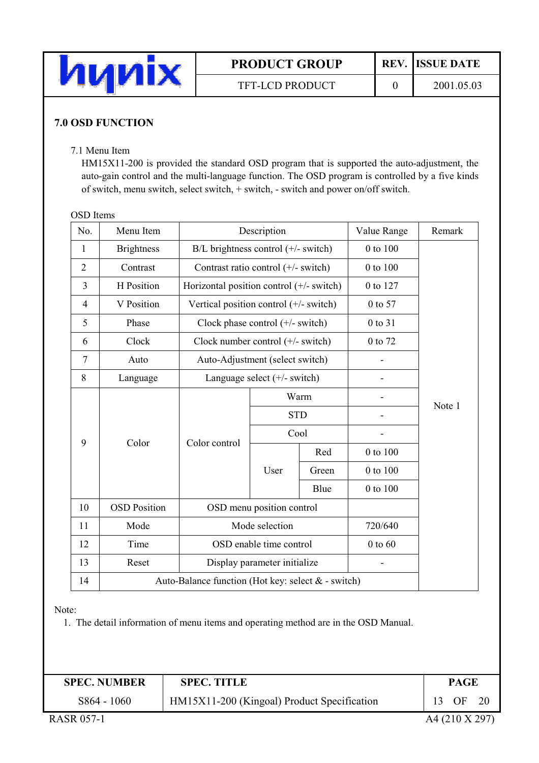## 7.0 OSD FUNCTION

### 7.1 Menu Item

HM15X11-200 is provided the standard OSD program that is supported the auto-adjustment, the auto-gain control and the multi-language function. The OSD program is controlled by a five kinds of switch, menu switch, select switch, + switch, - switch and power on/off switch.

OSD Items

| No. | Menu Item | Description | | | Value Range | Remark |
|---|---|---|---|---|---|---|
| 1 | Brightness | B/L brightness control (+/- switch) | | | 0 to 100 | Note 1 |
| 2 | Contrast | Contrast ratio control (+/- switch) | | | 0 to 100 | |
| 3 | H Position | Horizontal position control (+/- switch) | | | 0 to 127 | |
| 4 | V Position | Vertical position control (+/- switch) | | | 0 to 57 | |
| 5 | Phase | Clock phase control (+/- switch) | | | 0 to 31 | |
| 6 | Clock | Clock number control (+/- switch) | | | 0 to 72 | |
| 7 | Auto | Auto-Adjustment (select switch) | | | - | |
| 8 | Language | Language select (+/- switch) | | | - | |
| 9 | Color | Color control | Warm | | - | |
| | | | STD | | - | |
| | | | Cool | | - | |
| | | | User | Red | 0 to 100 | |
| | | | | Green | 0 to 100 | |
| | | | | Blue | 0 to 100 | |
| 10 | OSD Position | OSD menu position control | | | | |
| 11 | Mode | Mode selection | | | 720/640 | |
| 12 | Time | OSD enable time control | | | 0 to 60 | |
| 13 | Reset | Display parameter initialize | | | - | |
| 14 | Auto-Balance function (Hot key: select & - switch) | | | | | |

Note:

1. The detail information of menu items and operating method are in the OSD Manual.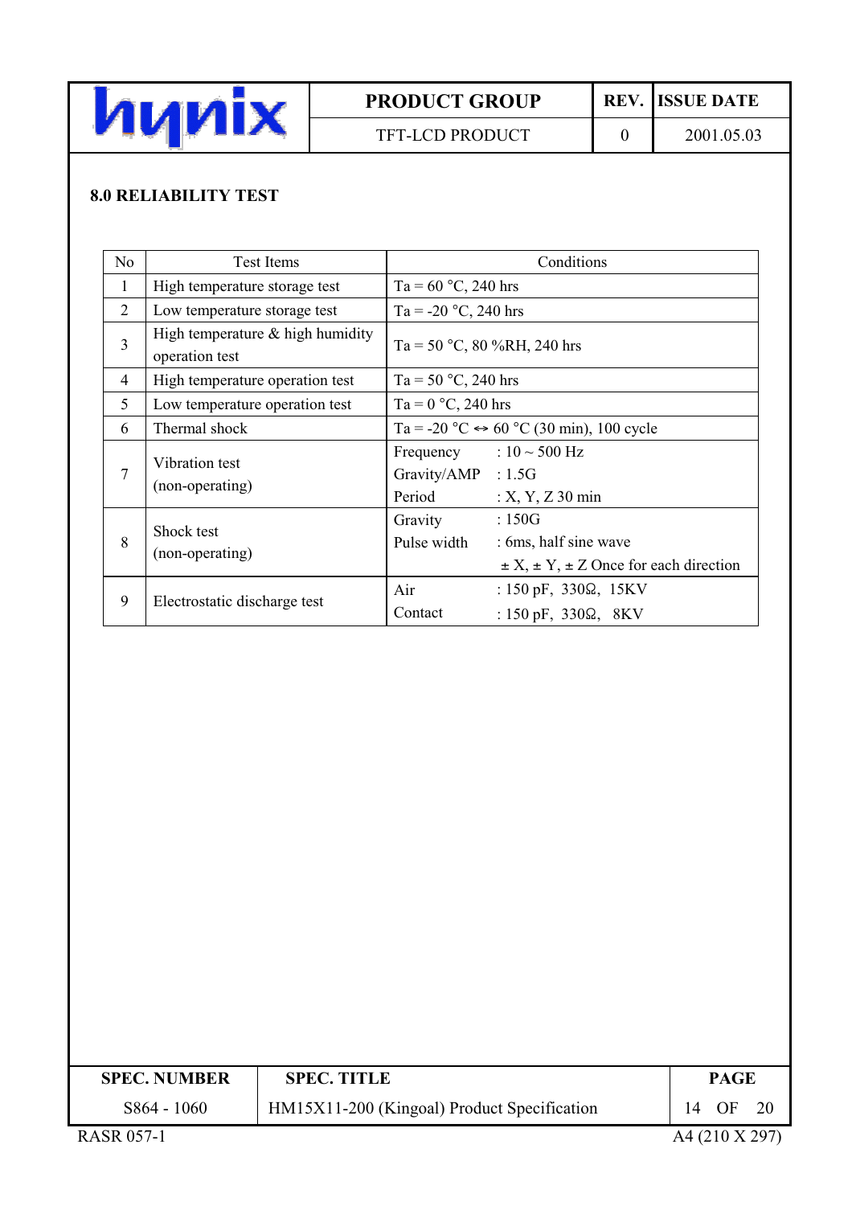## 8.0 RELIABILITY TEST

| No | Test Items | Conditions |
|---|---|---|
| 1 | High temperature storage test | Ta = 60 °C, 240 hrs |
| 2 | Low temperature storage test | Ta = -20 °C, 240 hrs |
| 3 | High temperature & high humidity operation test | Ta = 50 °C, 80 %RH, 240 hrs |
| 4 | High temperature operation test | Ta = 50 °C, 240 hrs |
| 5 | Low temperature operation test | Ta = 0 °C, 240 hrs |
| 6 | Thermal shock | Ta = -20 °C ↔ 60 °C (30 min), 100 cycle |
| 7 | Vibration test (non-operating) | Frequency : 10 ~ 500 Hz<br>Gravity/AMP : 1.5G<br>Period : X, Y, Z 30 min |
| 8 | Shock test (non-operating) | Gravity : 150G<br>Pulse width : 6ms, half sine wave<br>± X, ± Y, ± Z Once for each direction |
| 9 | Electrostatic discharge test | Air : 150 pF, 330Ω, 15KV<br>Contact : 150 pF, 330Ω, 8KV |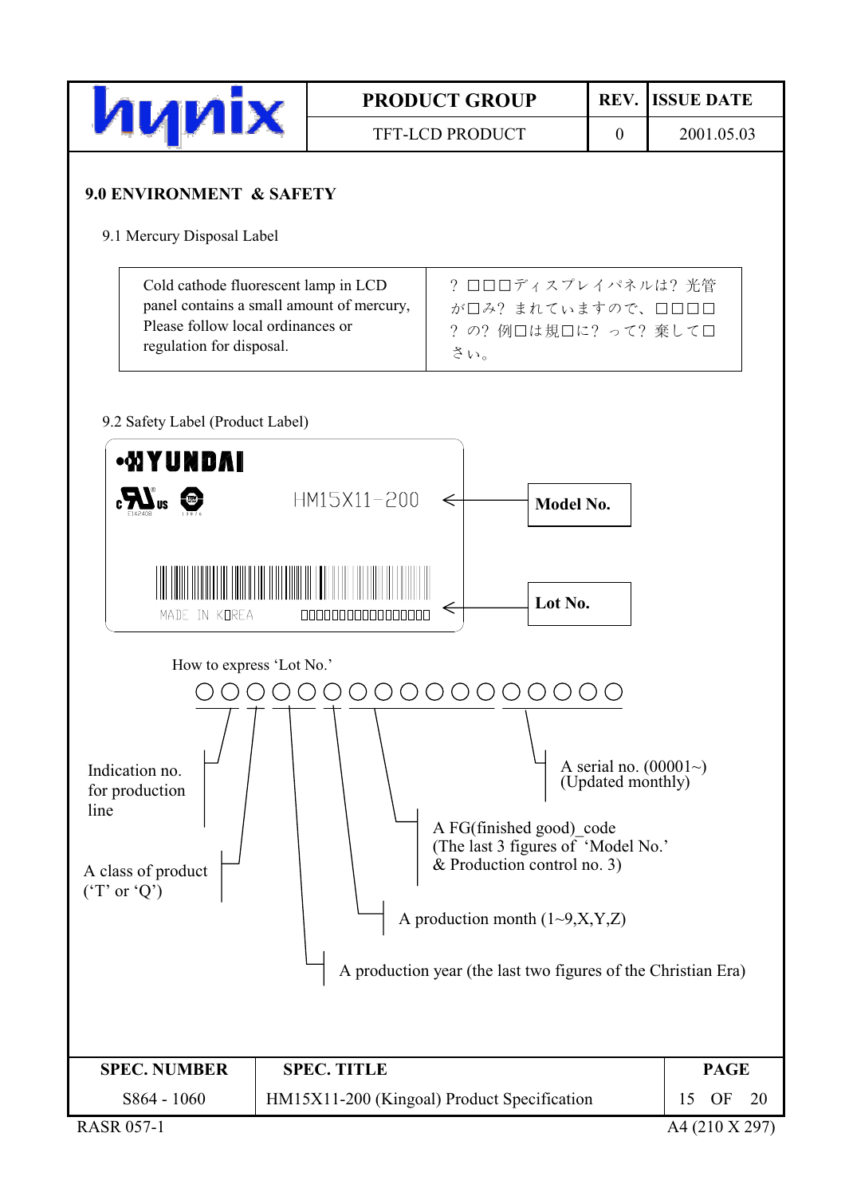## 9.0 ENVIRONMENT & SAFETY

### 9.1 Mercury Disposal Label

| Cold cathode fluorescent lamp in LCD panel contains a small amount of mercury, Please follow local ordinances or regulation for disposal. | ? □□□ディスプレイパネルは? 光管が□み? まれていますので、□□□□? の? 例□は規□に? って? 棄して□さい。 |
|---|---|

### 9.2 Safety Label (Product Label)

HYUNDAI

HM15X11-200 ← **Model No.**

MADE IN KOREA □□□□□□□□□□□□□□□□□ ← **Lot No.**

How to express 'Lot No.'

○○○○○○○○○○○○○○○○○

- Indication no. for production line
- A class of product ('T' or 'Q')
- A production year (the last two figures of the Christian Era)
- A production month (1~9,X,Y,Z)
- A FG(finished good)_code (The last 3 figures of 'Model No.' & Production control no. 3)
- A serial no. (00001~) (Updated monthly)

| SPEC. NUMBER | SPEC. TITLE |
|---|---|
| S864 - 1060 | HM15X11-200 (Kingoal) Product Specification |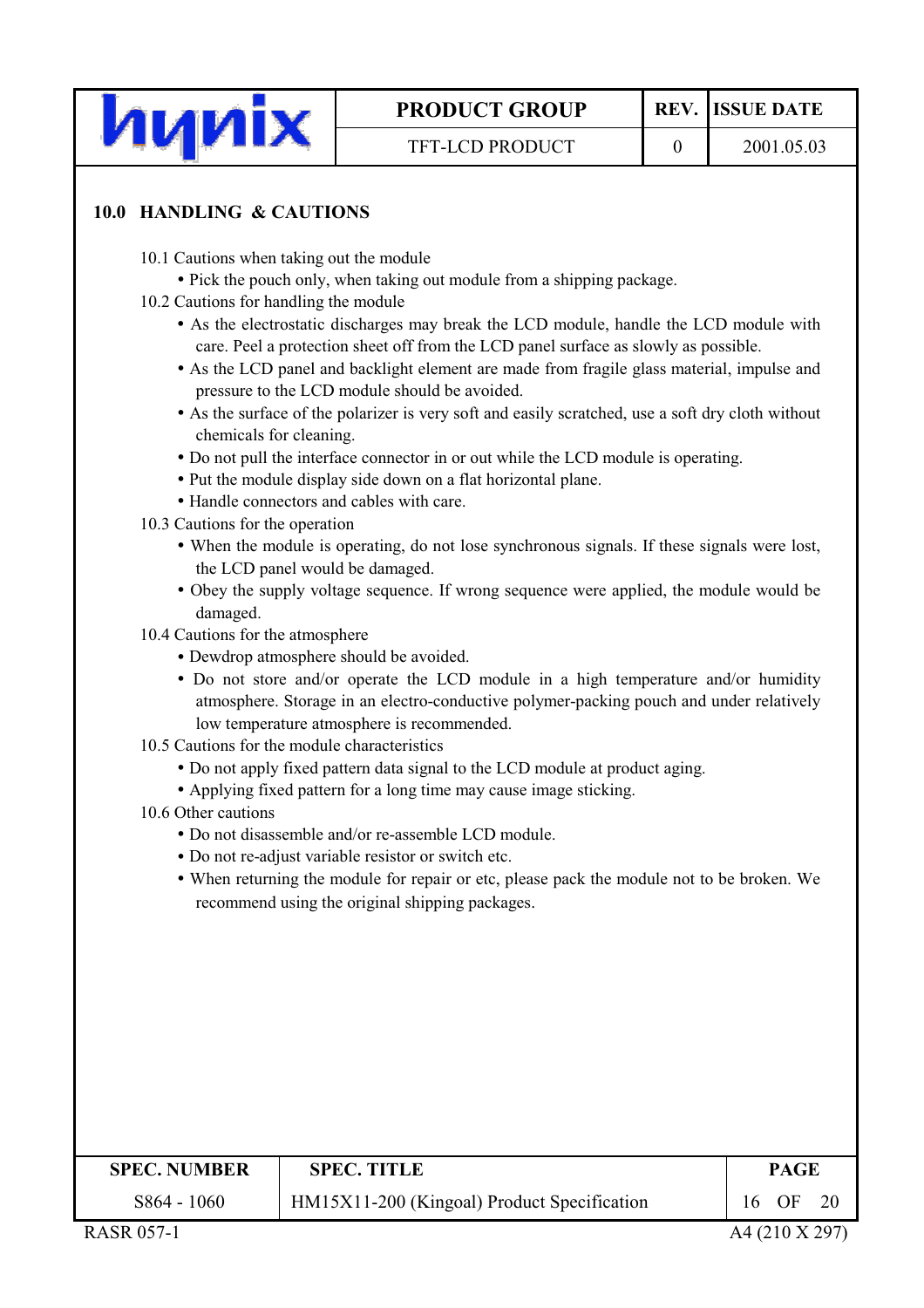## 10.0 HANDLING & CAUTIONS

10.1 Cautions when taking out the module

- Pick the pouch only, when taking out module from a shipping package.

10.2 Cautions for handling the module

- As the electrostatic discharges may break the LCD module, handle the LCD module with care. Peel a protection sheet off from the LCD panel surface as slowly as possible.
- As the LCD panel and backlight element are made from fragile glass material, impulse and pressure to the LCD module should be avoided.
- As the surface of the polarizer is very soft and easily scratched, use a soft dry cloth without chemicals for cleaning.
- Do not pull the interface connector in or out while the LCD module is operating.
- Put the module display side down on a flat horizontal plane.
- Handle connectors and cables with care.

10.3 Cautions for the operation

- When the module is operating, do not lose synchronous signals. If these signals were lost, the LCD panel would be damaged.
- Obey the supply voltage sequence. If wrong sequence were applied, the module would be damaged.

10.4 Cautions for the atmosphere

- Dewdrop atmosphere should be avoided.
- Do not store and/or operate the LCD module in a high temperature and/or humidity atmosphere. Storage in an electro-conductive polymer-packing pouch and under relatively low temperature atmosphere is recommended.

10.5 Cautions for the module characteristics

- Do not apply fixed pattern data signal to the LCD module at product aging.
- Applying fixed pattern for a long time may cause image sticking.

10.6 Other cautions

- Do not disassemble and/or re-assemble LCD module.
- Do not re-adjust variable resistor or switch etc.
- When returning the module for repair or etc, please pack the module not to be broken. We recommend using the original shipping packages.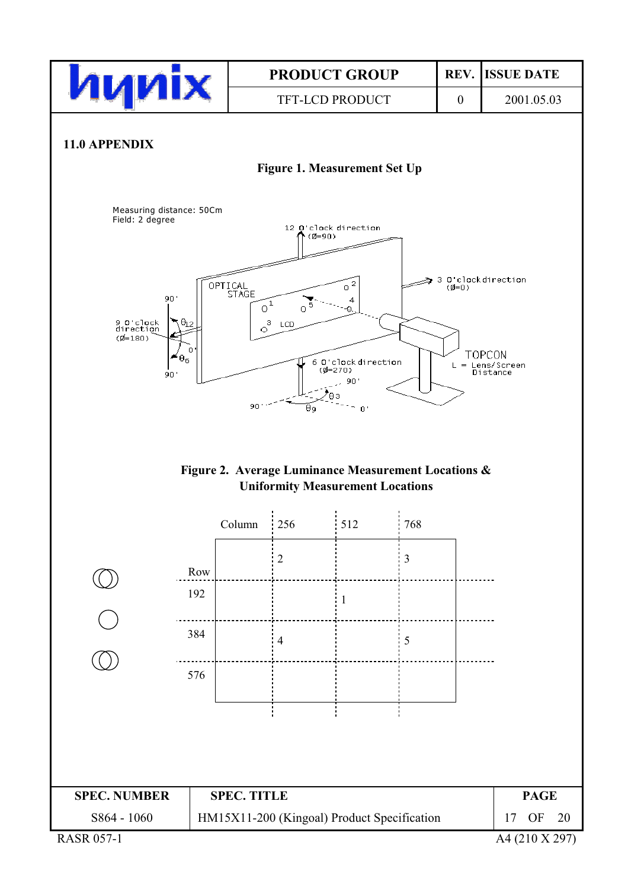## 11.0 APPENDIX

**Figure 1. Measurement Set Up**

Measuring distance: 50Cm
Field: 2 degree

12 O'clock direction ($\varnothing$=90)

3 O'clock direction ($\varnothing$=0)

9 O'clock direction ($\varnothing$=180)

6 O'clock direction ($\varnothing$=270)

OPTICAL STAGE

LCD

TOPCON
L = Lens/Screen Distance

$\theta_{12}$, $\theta_6$, $\theta_3$, $\theta_9$

**Figure 2. Average Luminance Measurement Locations & Uniformity Measurement Locations**

| Column | 256 | 512 | 768 |
|---|---|---|---|
| Row | 2 | | 3 |
| 192 | | 1 | |
| 384 | 4 | | 5 |
| 576 | | | |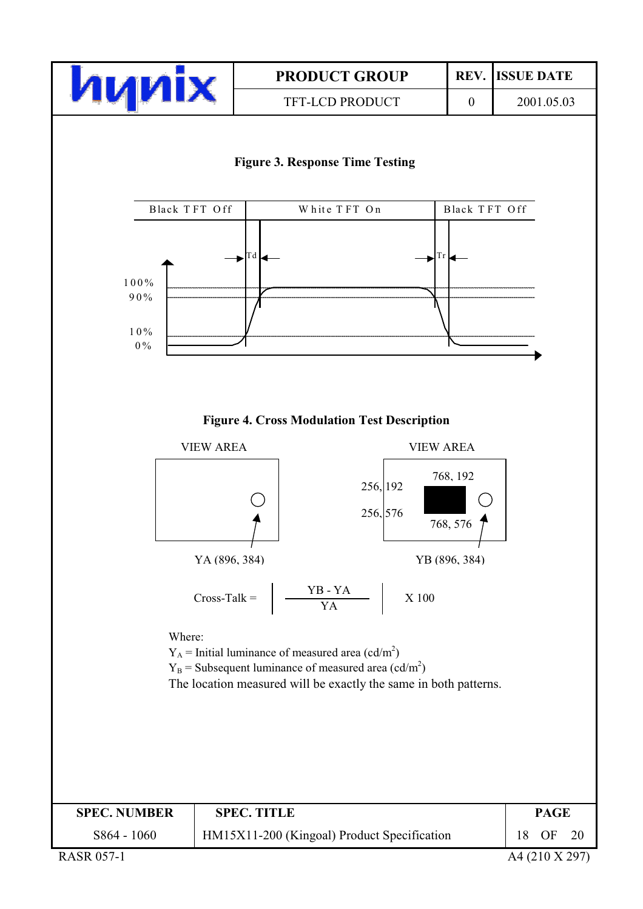**Figure 3. Response Time Testing**

| Black TFT Off | White TFT On | Black TFT Off |
|---|---|---|

Td, Tr

100%
90%
10%
0%

**Figure 4. Cross Modulation Test Description**

VIEW AREA

YA (896, 384)

VIEW AREA

256, 192
256, 576
768, 192
768, 576

YB (896, 384)

$$\text{Cross-Talk} = \left| \frac{YB - YA}{YA} \right| \times 100$$

Where:
$Y_A$ = Initial luminance of measured area (cd/m$^2$)
$Y_B$ = Subsequent luminance of measured area (cd/m$^2$)
The location measured will be exactly the same in both patterns.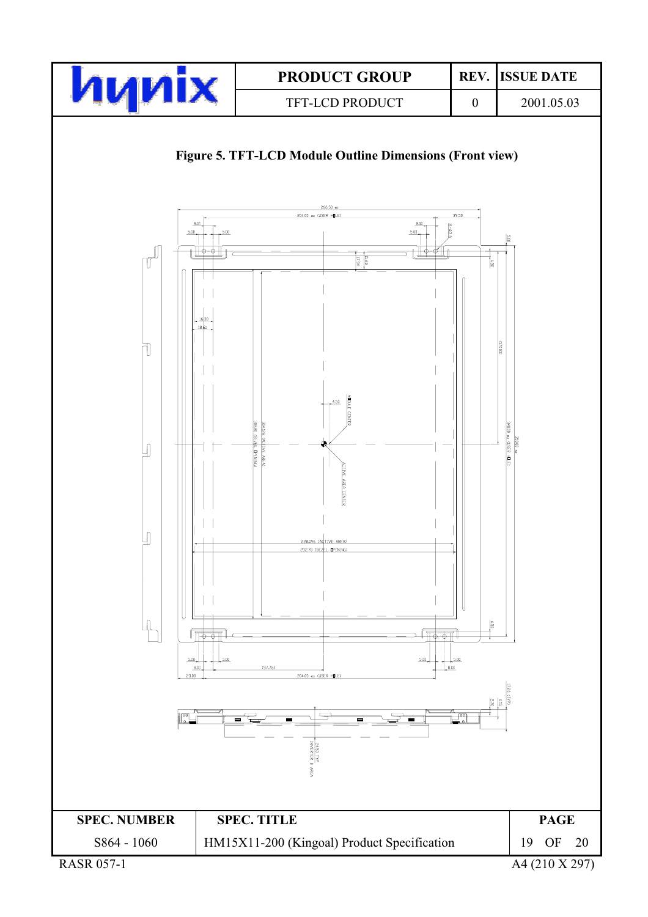**Figure 5. TFT-LCD Module Outline Dimensions (Front view)**

266.50 ±0.5

204.00 ±0.3 (USER HOLE)

39.50

8.00

5.00

5.00

8.00

5.00

8-Ø3.0

5.00

4.50

17.49

10.60

16.30

18.60

(172.00)

4.53

MODULE CENTER

ACTIVE AREA CENTER

286.00 (BEZEL OPENING)

304.128 (ACTIVE AREA)

340.00 ±0.3 (USER HOLE)

350.00 ±0.5

228.096 (ACTIVE AREA)

232.70 (BEZEL OPENING)

4.50

5.00

5.00

5.00

5.00

8.00

8.00

23.00

(97.75)

204.00 ±0.3 (USER HOLE)

17.35 (TYP)

2.70

6.55

24.50 TYP INVERTER B AREA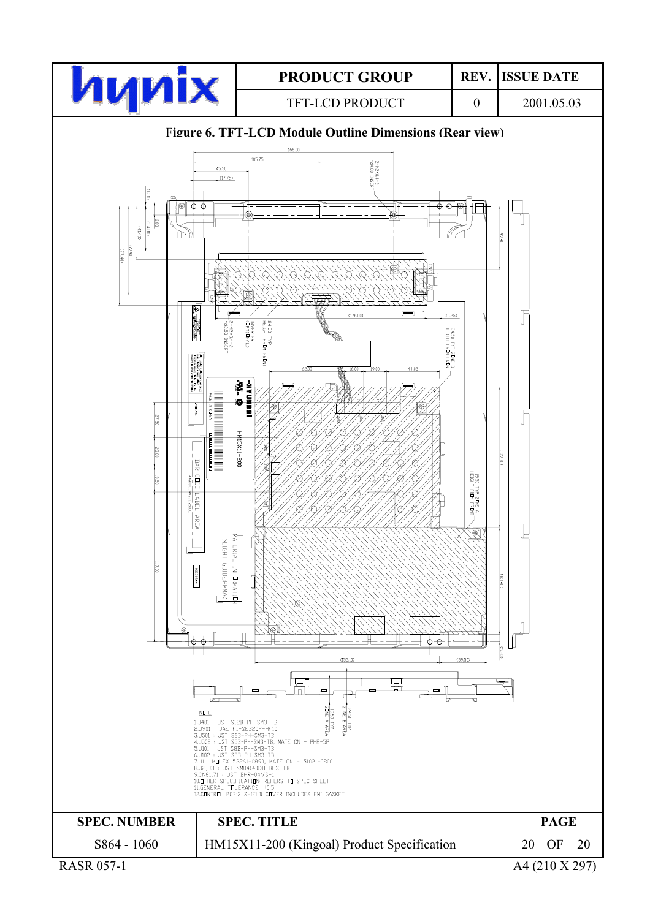## Figure 6. TFT-LCD Module Outline Dimensions (Rear view)

NOTE

1.J401 : JST S12B-PH-SM3-TB
2.J901 : JAE FI-SEB20P-HF10
3.J501 : JST S6B-PH-SM3-TB
4.J502 : JST S5B-PH-SM3-TB, MATE CN - PHR-5P
5.J101 : JST S8B-PH-SM3-TB
6.J102 : JST S2B-PH-SM3-TB
7.J1 : MOLEX 53261-0890, MATE CN - 51021-0800
8.J2,J3 : JST SM04(4.0)B-BHS-TB
9.CN61,71 : JST BHR-04VS-1
10.OTHER SPECIFICATION REFERS TO SPEC SHEET
11.GENERAL TOLERANCE: ±0.5
12.CONTROL PCB'S SHIELD COVER INCLUDES EMI GASKET